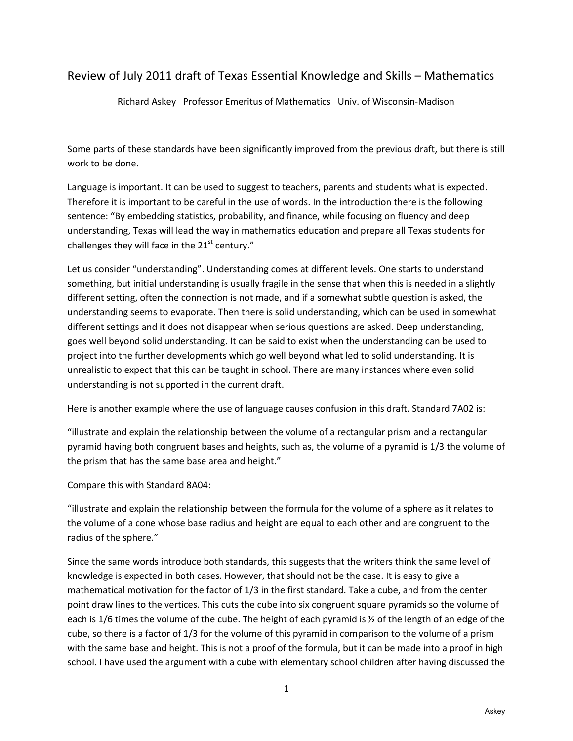# Review of July 2011 draft of Texas Essential Knowledge and Skills – Mathematics

Richard Askey Professor Emeritus of Mathematics Univ. of Wisconsin-Madison

Some parts of these standards have been significantly improved from the previous draft, but there is still work to be done.

Language is important. It can be used to suggest to teachers, parents and students what is expected. Therefore it is important to be careful in the use of words. In the introduction there is the following sentence: “By embedding statistics, probability, and finance, while focusing on fluency and deep understanding, Texas will lead the way in mathematics education and prepare all Texas students for challenges they will face in the 21st century.”

Let us consider “understanding”. Understanding comes at different levels. One starts to understand something, but initial understanding is usually fragile in the sense that when this is needed in a slightly different setting, often the connection is not made, and if a somewhat subtle question is asked, the understanding seems to evaporate. Then there is solid understanding, which can be used in somewhat different settings and it does not disappear when serious questions are asked. Deep understanding, goes well beyond solid understanding. It can be said to exist when the understanding can be used to project into the further developments which go well beyond what led to solid understanding. It is unrealistic to expect that this can be taught in school. There are many instances where even solid understanding is not supported in the current draft.

Here is another example where the use of language causes confusion in this draft. Standard 7A02 is:

“illustrate and explain the relationship between the volume of a rectangular prism and a rectangular pyramid having both congruent bases and heights, such as, the volume of a pyramid is 1/3 the volume of the prism that has the same base area and height.”

Compare this with Standard 8A04:

“illustrate and explain the relationship between the formula for the volume of a sphere as it relates to the volume of a cone whose base radius and height are equal to each other and are congruent to the radius of the sphere.”

Since the same words introduce both standards, this suggests that the writers think the same level of knowledge is expected in both cases. However, that should not be the case. It is easy to give a mathematical motivation for the factor of 1/3 in the first standard. Take a cube, and from the center point draw lines to the vertices. This cuts the cube into six congruent square pyramids so the volume of each is 1/6 times the volume of the cube. The height of each pyramid is ½ of the length of an edge of the cube, so there is a factor of 1/3 for the volume of this pyramid in comparison to the volume of a prism with the same base and height. This is not a proof of the formula, but it can be made into a proof in high school. I have used the argument with a cube with elementary school children after having discussed the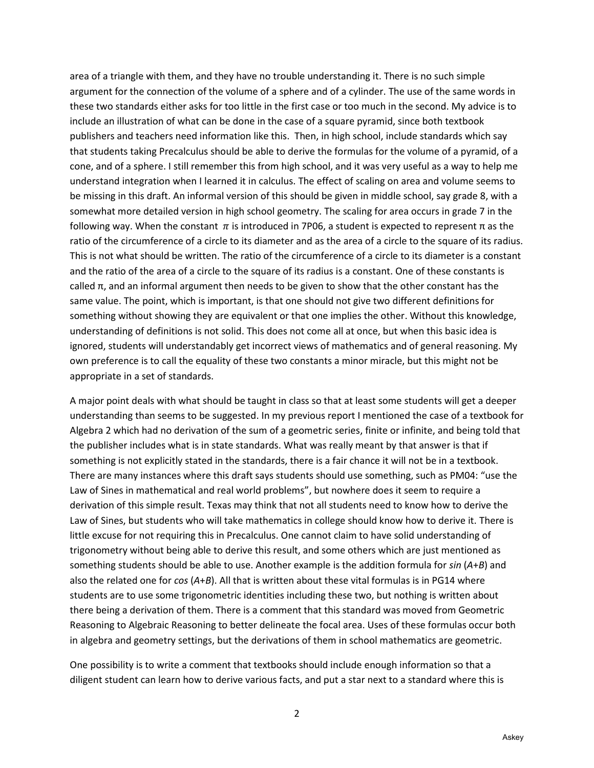area of a triangle with them, and they have no trouble understanding it. There is no such simple argument for the connection of the volume of a sphere and of a cylinder. The use of the same words in these two standards either asks for too little in the first case or too much in the second. My advice is to include an illustration of what can be done in the case of a square pyramid, since both textbook publishers and teachers need information like this. Then, in high school, include standards which say that students taking Precalculus should be able to derive the formulas for the volume of a pyramid, of a cone, and of a sphere. I still remember this from high school, and it was very useful as a way to help me understand integration when I learned it in calculus. The effect of scaling on area and volume seems to be missing in this draft. An informal version of this should be given in middle school, say grade 8, with a somewhat more detailed version in high school geometry. The scaling for area occurs in grade 7 in the following way. When the constant $\pi$ is introduced in 7P06, a student is expected to represent $\pi$ as the ratio of the circumference of a circle to its diameter and as the area of a circle to the square of its radius. This is not what should be written. The ratio of the circumference of a circle to its diameter is a constant and the ratio of the area of a circle to the square of its radius is a constant. One of these constants is called $\pi$, and an informal argument then needs to be given to show that the other constant has the same value. The point, which is important, is that one should not give two different definitions for something without showing they are equivalent or that one implies the other. Without this knowledge, understanding of definitions is not solid. This does not come all at once, but when this basic idea is ignored, students will understandably get incorrect views of mathematics and of general reasoning. My own preference is to call the equality of these two constants a minor miracle, but this might not be appropriate in a set of standards.

A major point deals with what should be taught in class so that at least some students will get a deeper understanding than seems to be suggested. In my previous report I mentioned the case of a textbook for Algebra 2 which had no derivation of the sum of a geometric series, finite or infinite, and being told that the publisher includes what is in state standards. What was really meant by that answer is that if something is not explicitly stated in the standards, there is a fair chance it will not be in a textbook. There are many instances where this draft says students should use something, such as PM04: "use the Law of Sines in mathematical and real world problems", but nowhere does it seem to require a derivation of this simple result. Texas may think that not all students need to know how to derive the Law of Sines, but students who will take mathematics in college should know how to derive it. There is little excuse for not requiring this in Precalculus. One cannot claim to have solid understanding of trigonometry without being able to derive this result, and some others which are just mentioned as something students should be able to use. Another example is the addition formula for $\sin(A+B)$ and also the related one for $\cos(A+B)$. All that is written about these vital formulas is in PG14 where students are to use some trigonometric identities including these two, but nothing is written about there being a derivation of them. There is a comment that this standard was moved from Geometric Reasoning to Algebraic Reasoning to better delineate the focal area. Uses of these formulas occur both in algebra and geometry settings, but the derivations of them in school mathematics are geometric.

One possibility is to write a comment that textbooks should include enough information so that a diligent student can learn how to derive various facts, and put a star next to a standard where this is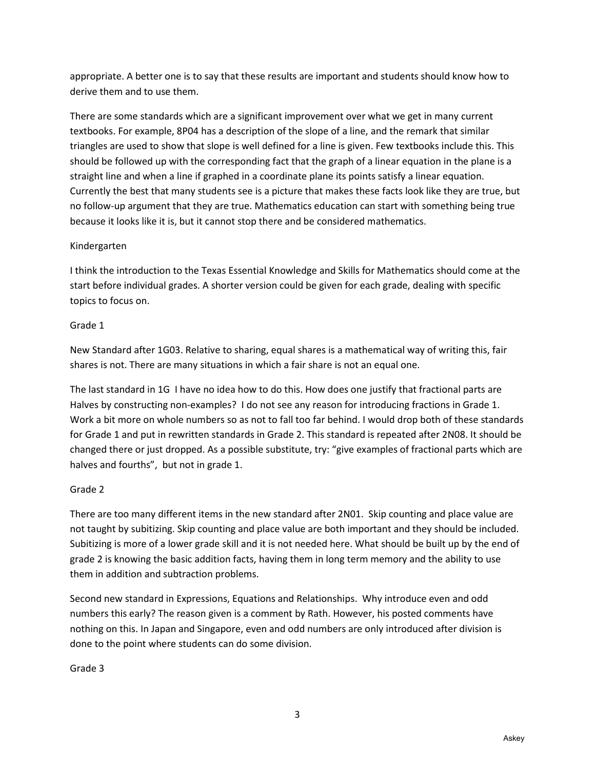appropriate. A better one is to say that these results are important and students should know how to derive them and to use them.

There are some standards which are a significant improvement over what we get in many current textbooks. For example, 8P04 has a description of the slope of a line, and the remark that similar triangles are used to show that slope is well defined for a line is given. Few textbooks include this. This should be followed up with the corresponding fact that the graph of a linear equation in the plane is a straight line and when a line if graphed in a coordinate plane its points satisfy a linear equation. Currently the best that many students see is a picture that makes these facts look like they are true, but no follow-up argument that they are true. Mathematics education can start with something being true because it looks like it is, but it cannot stop there and be considered mathematics.

Kindergarten

I think the introduction to the Texas Essential Knowledge and Skills for Mathematics should come at the start before individual grades. A shorter version could be given for each grade, dealing with specific topics to focus on.

Grade 1

New Standard after 1G03. Relative to sharing, equal shares is a mathematical way of writing this, fair shares is not. There are many situations in which a fair share is not an equal one.

The last standard in 1G I have no idea how to do this. How does one justify that fractional parts are Halves by constructing non-examples? I do not see any reason for introducing fractions in Grade 1. Work a bit more on whole numbers so as not to fall too far behind. I would drop both of these standards for Grade 1 and put in rewritten standards in Grade 2. This standard is repeated after 2N08. It should be changed there or just dropped. As a possible substitute, try: "give examples of fractional parts which are halves and fourths", but not in grade 1.

Grade 2

There are too many different items in the new standard after 2N01. Skip counting and place value are not taught by subitizing. Skip counting and place value are both important and they should be included. Subitizing is more of a lower grade skill and it is not needed here. What should be built up by the end of grade 2 is knowing the basic addition facts, having them in long term memory and the ability to use them in addition and subtraction problems.

Second new standard in Expressions, Equations and Relationships. Why introduce even and odd numbers this early? The reason given is a comment by Rath. However, his posted comments have nothing on this. In Japan and Singapore, even and odd numbers are only introduced after division is done to the point where students can do some division.

Grade 3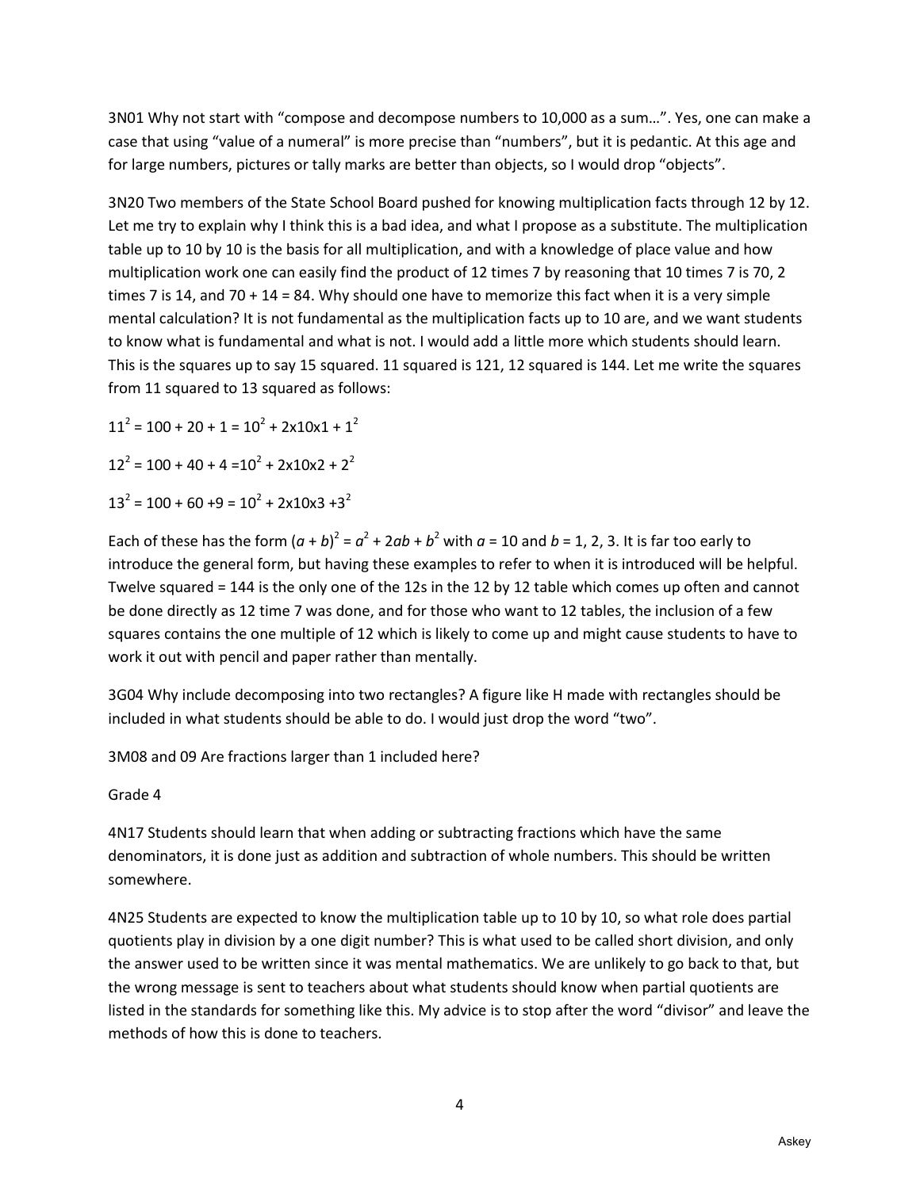3N01 Why not start with "compose and decompose numbers to 10,000 as a sum…". Yes, one can make a case that using "value of a numeral" is more precise than "numbers", but it is pedantic. At this age and for large numbers, pictures or tally marks are better than objects, so I would drop "objects".

3N20 Two members of the State School Board pushed for knowing multiplication facts through 12 by 12. Let me try to explain why I think this is a bad idea, and what I propose as a substitute. The multiplication table up to 10 by 10 is the basis for all multiplication, and with a knowledge of place value and how multiplication work one can easily find the product of 12 times 7 by reasoning that 10 times 7 is 70, 2 times 7 is 14, and 70 + 14 = 84. Why should one have to memorize this fact when it is a very simple mental calculation? It is not fundamental as the multiplication facts up to 10 are, and we want students to know what is fundamental and what is not. I would add a little more which students should learn. This is the squares up to say 15 squared. 11 squared is 121, 12 squared is 144. Let me write the squares from 11 squared to 13 squared as follows:

$11^2 = 100 + 20 + 1 = 10^2 + 2x10x1 + 1^2$

$12^2 = 100 + 40 + 4 = 10^2 + 2x10x2 + 2^2$

$13^2 = 100 + 60 + 9 = 10^2 + 2x10x3 + 3^2$

Each of these has the form $(a + b)^2 = a^2 + 2ab + b^2$ with $a = 10$ and $b = 1, 2, 3$. It is far too early to introduce the general form, but having these examples to refer to when it is introduced will be helpful. Twelve squared = 144 is the only one of the 12s in the 12 by 12 table which comes up often and cannot be done directly as 12 time 7 was done, and for those who want to 12 tables, the inclusion of a few squares contains the one multiple of 12 which is likely to come up and might cause students to have to work it out with pencil and paper rather than mentally.

3G04 Why include decomposing into two rectangles? A figure like H made with rectangles should be included in what students should be able to do. I would just drop the word "two".

3M08 and 09 Are fractions larger than 1 included here?

Grade 4

4N17 Students should learn that when adding or subtracting fractions which have the same denominators, it is done just as addition and subtraction of whole numbers. This should be written somewhere.

4N25 Students are expected to know the multiplication table up to 10 by 10, so what role does partial quotients play in division by a one digit number? This is what used to be called short division, and only the answer used to be written since it was mental mathematics. We are unlikely to go back to that, but the wrong message is sent to teachers about what students should know when partial quotients are listed in the standards for something like this. My advice is to stop after the word "divisor" and leave the methods of how this is done to teachers.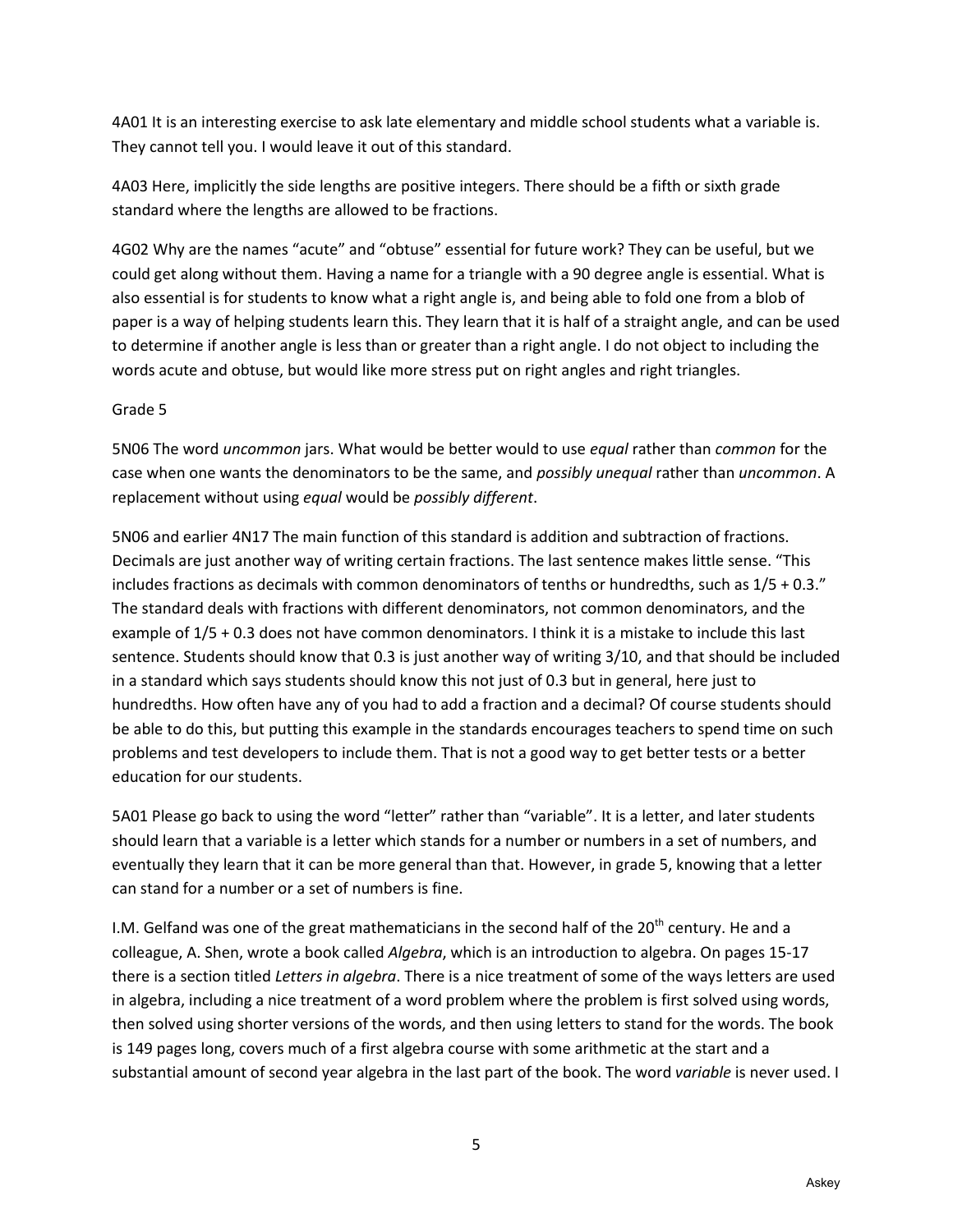4A01 It is an interesting exercise to ask late elementary and middle school students what a variable is. They cannot tell you. I would leave it out of this standard.

4A03 Here, implicitly the side lengths are positive integers. There should be a fifth or sixth grade standard where the lengths are allowed to be fractions.

4G02 Why are the names "acute" and "obtuse" essential for future work? They can be useful, but we could get along without them. Having a name for a triangle with a 90 degree angle is essential. What is also essential is for students to know what a right angle is, and being able to fold one from a blob of paper is a way of helping students learn this. They learn that it is half of a straight angle, and can be used to determine if another angle is less than or greater than a right angle. I do not object to including the words acute and obtuse, but would like more stress put on right angles and right triangles.

Grade 5

5N06 The word *uncommon* jars. What would be better would to use *equal* rather than *common* for the case when one wants the denominators to be the same, and *possibly unequal* rather than *uncommon*. A replacement without using *equal* would be *possibly different*.

5N06 and earlier 4N17 The main function of this standard is addition and subtraction of fractions. Decimals are just another way of writing certain fractions. The last sentence makes little sense. "This includes fractions as decimals with common denominators of tenths or hundredths, such as 1/5 + 0.3." The standard deals with fractions with different denominators, not common denominators, and the example of 1/5 + 0.3 does not have common denominators. I think it is a mistake to include this last sentence. Students should know that 0.3 is just another way of writing 3/10, and that should be included in a standard which says students should know this not just of 0.3 but in general, here just to hundredths. How often have any of you had to add a fraction and a decimal? Of course students should be able to do this, but putting this example in the standards encourages teachers to spend time on such problems and test developers to include them. That is not a good way to get better tests or a better education for our students.

5A01 Please go back to using the word "letter" rather than "variable". It is a letter, and later students should learn that a variable is a letter which stands for a number or numbers in a set of numbers, and eventually they learn that it can be more general than that. However, in grade 5, knowing that a letter can stand for a number or a set of numbers is fine.

I.M. Gelfand was one of the great mathematicians in the second half of the 20th century. He and a colleague, A. Shen, wrote a book called *Algebra*, which is an introduction to algebra. On pages 15-17 there is a section titled *Letters in algebra*. There is a nice treatment of some of the ways letters are used in algebra, including a nice treatment of a word problem where the problem is first solved using words, then solved using shorter versions of the words, and then using letters to stand for the words. The book is 149 pages long, covers much of a first algebra course with some arithmetic at the start and a substantial amount of second year algebra in the last part of the book. The word *variable* is never used. I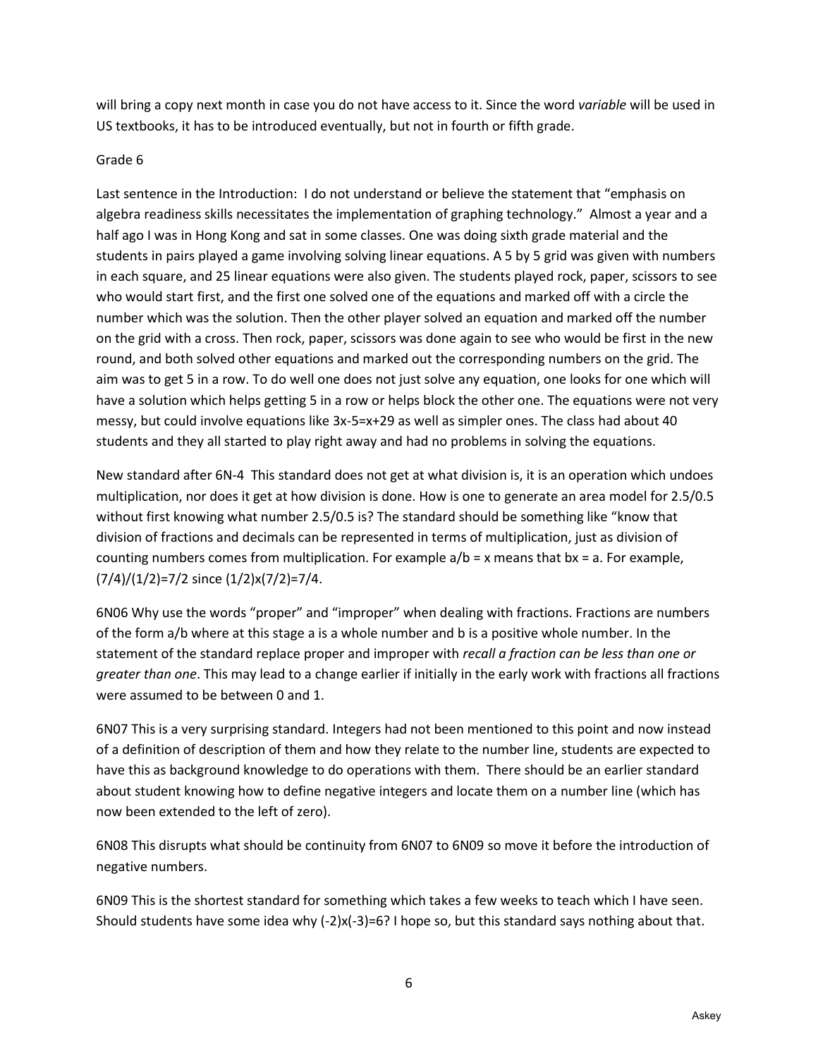will bring a copy next month in case you do not have access to it. Since the word *variable* will be used in US textbooks, it has to be introduced eventually, but not in fourth or fifth grade.

Grade 6

Last sentence in the Introduction: I do not understand or believe the statement that "emphasis on algebra readiness skills necessitates the implementation of graphing technology." Almost a year and a half ago I was in Hong Kong and sat in some classes. One was doing sixth grade material and the students in pairs played a game involving solving linear equations. A 5 by 5 grid was given with numbers in each square, and 25 linear equations were also given. The students played rock, paper, scissors to see who would start first, and the first one solved one of the equations and marked off with a circle the number which was the solution. Then the other player solved an equation and marked off the number on the grid with a cross. Then rock, paper, scissors was done again to see who would be first in the new round, and both solved other equations and marked out the corresponding numbers on the grid. The aim was to get 5 in a row. To do well one does not just solve any equation, one looks for one which will have a solution which helps getting 5 in a row or helps block the other one. The equations were not very messy, but could involve equations like $3x-5=x+29$ as well as simpler ones. The class had about 40 students and they all started to play right away and had no problems in solving the equations.

New standard after 6N-4 This standard does not get at what division is, it is an operation which undoes multiplication, nor does it get at how division is done. How is one to generate an area model for $2.5/0.5$ without first knowing what number $2.5/0.5$ is? The standard should be something like "know that division of fractions and decimals can be represented in terms of multiplication, just as division of counting numbers comes from multiplication. For example $a/b = x$ means that $bx = a$. For example, $(7/4)/(1/2)=7/2$ since $(1/2)x(7/2)=7/4$.

6N06 Why use the words "proper" and "improper" when dealing with fractions. Fractions are numbers of the form $a/b$ where at this stage a is a whole number and b is a positive whole number. In the statement of the standard replace proper and improper with *recall a fraction can be less than one or greater than one*. This may lead to a change earlier if initially in the early work with fractions all fractions were assumed to be between 0 and 1.

6N07 This is a very surprising standard. Integers had not been mentioned to this point and now instead of a definition of description of them and how they relate to the number line, students are expected to have this as background knowledge to do operations with them. There should be an earlier standard about student knowing how to define negative integers and locate them on a number line (which has now been extended to the left of zero).

6N08 This disrupts what should be continuity from 6N07 to 6N09 so move it before the introduction of negative numbers.

6N09 This is the shortest standard for something which takes a few weeks to teach which I have seen. Should students have some idea why $(-2)x(-3)=6$? I hope so, but this standard says nothing about that.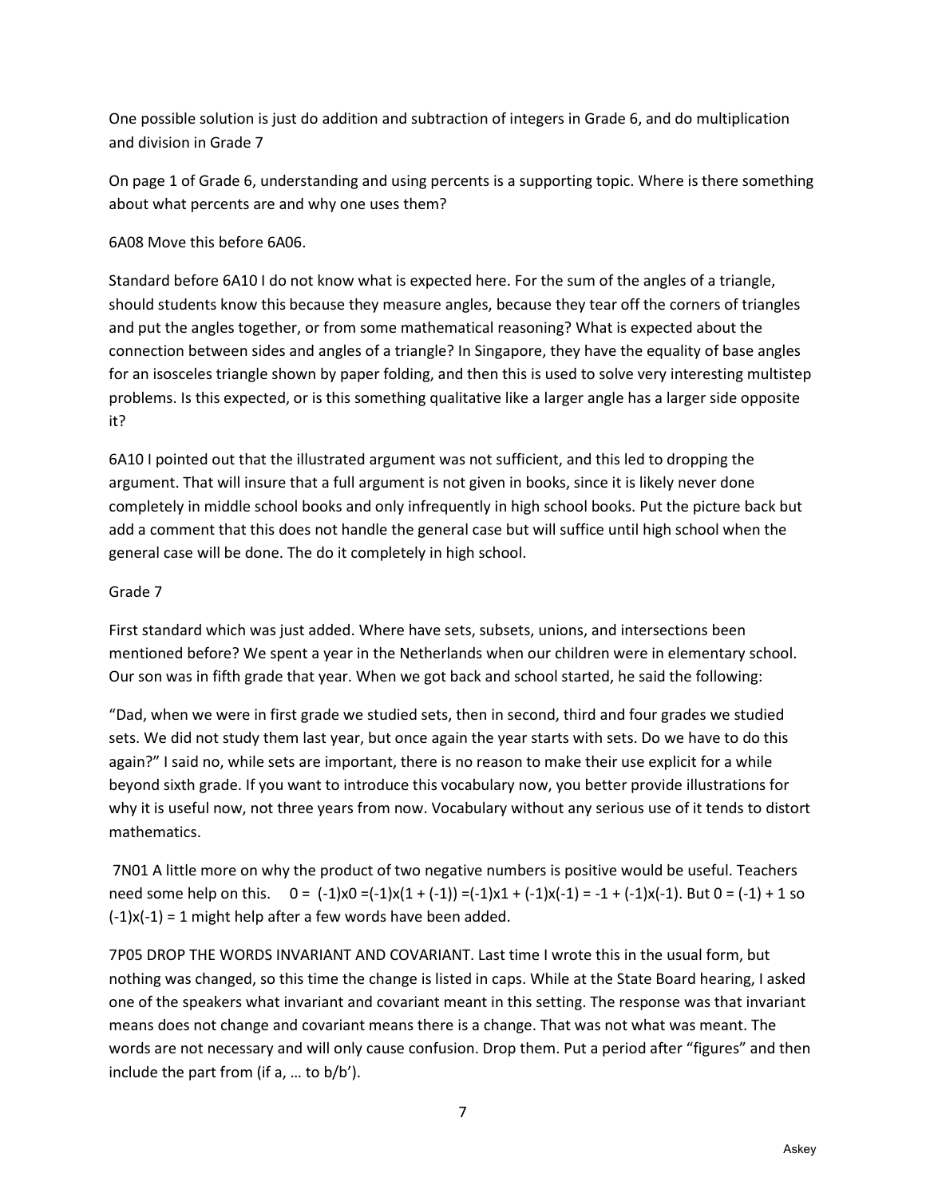One possible solution is just do addition and subtraction of integers in Grade 6, and do multiplication and division in Grade 7

On page 1 of Grade 6, understanding and using percents is a supporting topic. Where is there something about what percents are and why one uses them?

6A08 Move this before 6A06.

Standard before 6A10 I do not know what is expected here. For the sum of the angles of a triangle, should students know this because they measure angles, because they tear off the corners of triangles and put the angles together, or from some mathematical reasoning? What is expected about the connection between sides and angles of a triangle? In Singapore, they have the equality of base angles for an isosceles triangle shown by paper folding, and then this is used to solve very interesting multistep problems. Is this expected, or is this something qualitative like a larger angle has a larger side opposite it?

6A10 I pointed out that the illustrated argument was not sufficient, and this led to dropping the argument. That will insure that a full argument is not given in books, since it is likely never done completely in middle school books and only infrequently in high school books. Put the picture back but add a comment that this does not handle the general case but will suffice until high school when the general case will be done. The do it completely in high school.

Grade 7

First standard which was just added. Where have sets, subsets, unions, and intersections been mentioned before? We spent a year in the Netherlands when our children were in elementary school. Our son was in fifth grade that year. When we got back and school started, he said the following:

"Dad, when we were in first grade we studied sets, then in second, third and four grades we studied sets. We did not study them last year, but once again the year starts with sets. Do we have to do this again?" I said no, while sets are important, there is no reason to make their use explicit for a while beyond sixth grade. If you want to introduce this vocabulary now, you better provide illustrations for why it is useful now, not three years from now. Vocabulary without any serious use of it tends to distort mathematics.

7N01 A little more on why the product of two negative numbers is positive would be useful. Teachers need some help on this. $0 = (-1)\times 0 = (-1)\times(1 + (-1)) = (-1)\times 1 + (-1)\times(-1) = -1 + (-1)\times(-1)$. But $0 = (-1) + 1$ so $(-1)\times(-1) = 1$ might help after a few words have been added.

7P05 DROP THE WORDS INVARIANT AND COVARIANT. Last time I wrote this in the usual form, but nothing was changed, so this time the change is listed in caps. While at the State Board hearing, I asked one of the speakers what invariant and covariant meant in this setting. The response was that invariant means does not change and covariant means there is a change. That was not what was meant. The words are not necessary and will only cause confusion. Drop them. Put a period after "figures" and then include the part from (if a, … to b/b').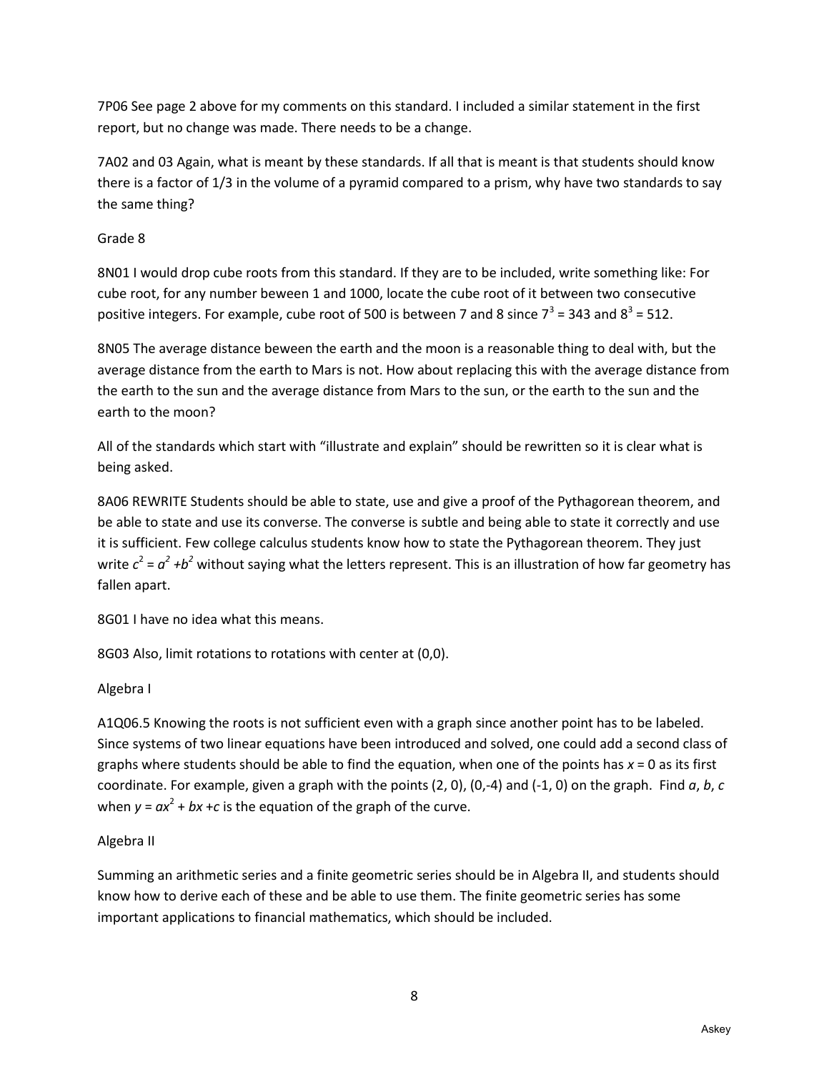7P06 See page 2 above for my comments on this standard. I included a similar statement in the first report, but no change was made. There needs to be a change.

7A02 and 03 Again, what is meant by these standards. If all that is meant is that students should know there is a factor of 1/3 in the volume of a pyramid compared to a prism, why have two standards to say the same thing?

Grade 8

8N01 I would drop cube roots from this standard. If they are to be included, write something like: For cube root, for any number beween 1 and 1000, locate the cube root of it between two consecutive positive integers. For example, cube root of 500 is between 7 and 8 since $7^3 = 343$ and $8^3 = 512$.

8N05 The average distance beween the earth and the moon is a reasonable thing to deal with, but the average distance from the earth to Mars is not. How about replacing this with the average distance from the earth to the sun and the average distance from Mars to the sun, or the earth to the sun and the earth to the moon?

All of the standards which start with "illustrate and explain" should be rewritten so it is clear what is being asked.

8A06 REWRITE Students should be able to state, use and give a proof of the Pythagorean theorem, and be able to state and use its converse. The converse is subtle and being able to state it correctly and use it is sufficient. Few college calculus students know how to state the Pythagorean theorem. They just write $c^2 = a^2 + b^2$ without saying what the letters represent. This is an illustration of how far geometry has fallen apart.

8G01 I have no idea what this means.

8G03 Also, limit rotations to rotations with center at (0,0).

Algebra I

A1Q06.5 Knowing the roots is not sufficient even with a graph since another point has to be labeled. Since systems of two linear equations have been introduced and solved, one could add a second class of graphs where students should be able to find the equation, when one of the points has $x = 0$ as its first coordinate. For example, given a graph with the points (2, 0), (0,-4) and (-1, 0) on the graph. Find $a$, $b$, $c$ when $y = ax^2 + bx + c$ is the equation of the graph of the curve.

Algebra II

Summing an arithmetic series and a finite geometric series should be in Algebra II, and students should know how to derive each of these and be able to use them. The finite geometric series has some important applications to financial mathematics, which should be included.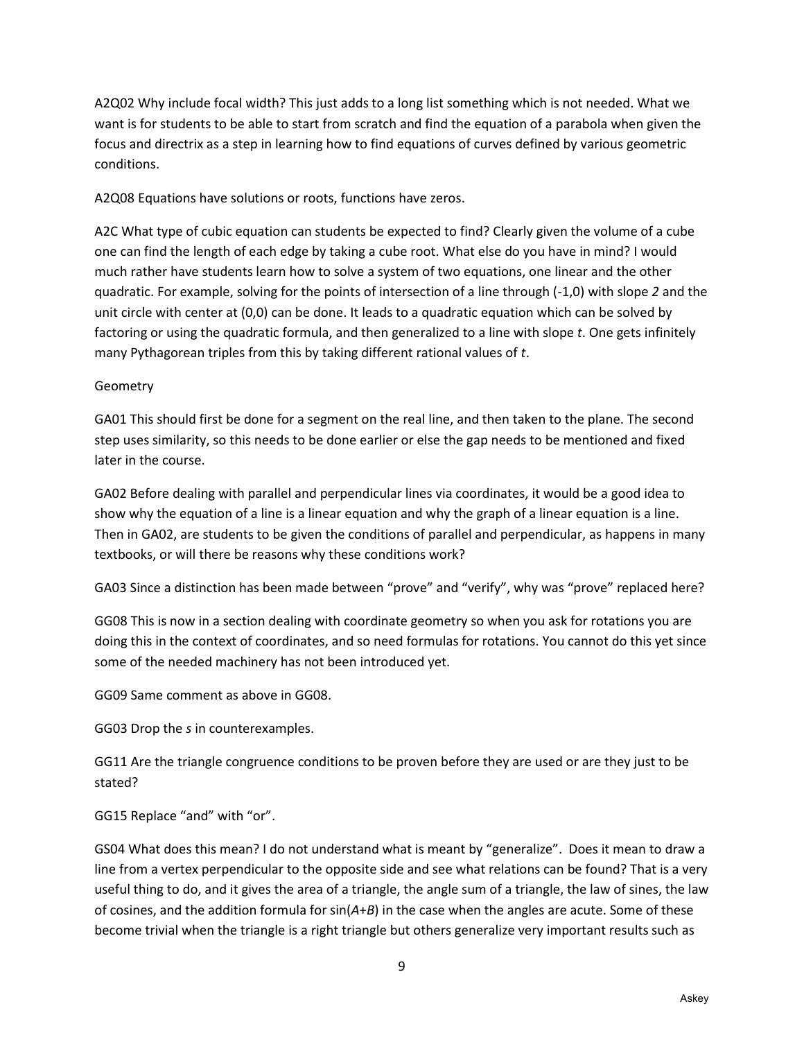A2Q02 Why include focal width? This just adds to a long list something which is not needed. What we want is for students to be able to start from scratch and find the equation of a parabola when given the focus and directrix as a step in learning how to find equations of curves defined by various geometric conditions.

A2Q08 Equations have solutions or roots, functions have zeros.

A2C What type of cubic equation can students be expected to find? Clearly given the volume of a cube one can find the length of each edge by taking a cube root. What else do you have in mind? I would much rather have students learn how to solve a system of two equations, one linear and the other quadratic. For example, solving for the points of intersection of a line through (-1,0) with slope *2* and the unit circle with center at (0,0) can be done. It leads to a quadratic equation which can be solved by factoring or using the quadratic formula, and then generalized to a line with slope $t$. One gets infinitely many Pythagorean triples from this by taking different rational values of $t$.

Geometry

GA01 This should first be done for a segment on the real line, and then taken to the plane. The second step uses similarity, so this needs to be done earlier or else the gap needs to be mentioned and fixed later in the course.

GA02 Before dealing with parallel and perpendicular lines via coordinates, it would be a good idea to show why the equation of a line is a linear equation and why the graph of a linear equation is a line. Then in GA02, are students to be given the conditions of parallel and perpendicular, as happens in many textbooks, or will there be reasons why these conditions work?

GA03 Since a distinction has been made between "prove" and "verify", why was "prove" replaced here?

GG08 This is now in a section dealing with coordinate geometry so when you ask for rotations you are doing this in the context of coordinates, and so need formulas for rotations. You cannot do this yet since some of the needed machinery has not been introduced yet.

GG09 Same comment as above in GG08.

GG03 Drop the *s* in counterexamples.

GG11 Are the triangle congruence conditions to be proven before they are used or are they just to be stated?

GG15 Replace "and" with "or".

GS04 What does this mean? I do not understand what is meant by "generalize". Does it mean to draw a line from a vertex perpendicular to the opposite side and see what relations can be found? That is a very useful thing to do, and it gives the area of a triangle, the angle sum of a triangle, the law of sines, the law of cosines, and the addition formula for $\sin(A+B)$ in the case when the angles are acute. Some of these become trivial when the triangle is a right triangle but others generalize very important results such as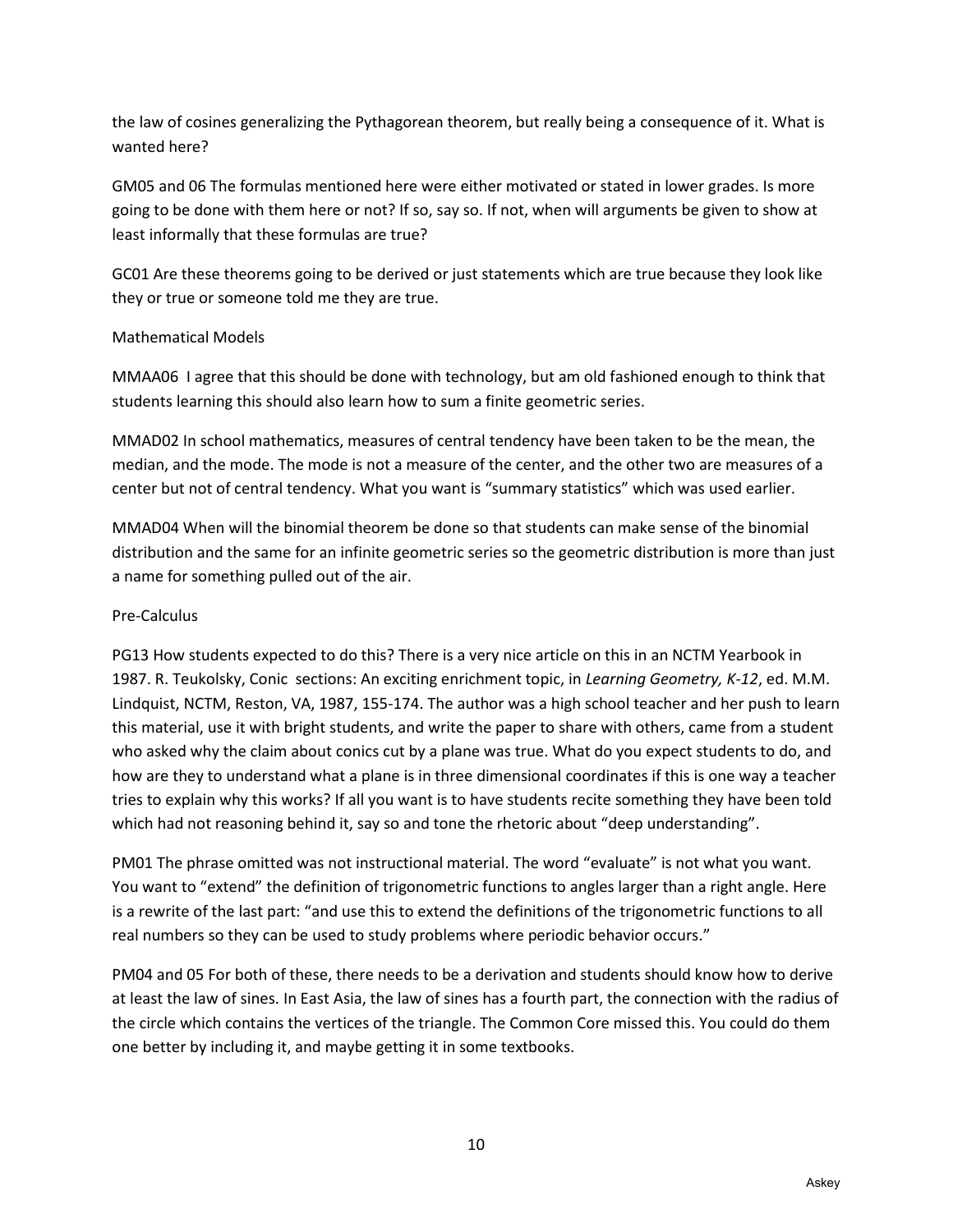the law of cosines generalizing the Pythagorean theorem, but really being a consequence of it. What is wanted here?

GM05 and 06 The formulas mentioned here were either motivated or stated in lower grades. Is more going to be done with them here or not? If so, say so. If not, when will arguments be given to show at least informally that these formulas are true?

GC01 Are these theorems going to be derived or just statements which are true because they look like they or true or someone told me they are true.

Mathematical Models

MMAA06 I agree that this should be done with technology, but am old fashioned enough to think that students learning this should also learn how to sum a finite geometric series.

MMAD02 In school mathematics, measures of central tendency have been taken to be the mean, the median, and the mode. The mode is not a measure of the center, and the other two are measures of a center but not of central tendency. What you want is "summary statistics" which was used earlier.

MMAD04 When will the binomial theorem be done so that students can make sense of the binomial distribution and the same for an infinite geometric series so the geometric distribution is more than just a name for something pulled out of the air.

Pre-Calculus

PG13 How students expected to do this? There is a very nice article on this in an NCTM Yearbook in 1987. R. Teukolsky, Conic sections: An exciting enrichment topic, in *Learning Geometry, K-12*, ed. M.M. Lindquist, NCTM, Reston, VA, 1987, 155-174. The author was a high school teacher and her push to learn this material, use it with bright students, and write the paper to share with others, came from a student who asked why the claim about conics cut by a plane was true. What do you expect students to do, and how are they to understand what a plane is in three dimensional coordinates if this is one way a teacher tries to explain why this works? If all you want is to have students recite something they have been told which had not reasoning behind it, say so and tone the rhetoric about "deep understanding".

PM01 The phrase omitted was not instructional material. The word "evaluate" is not what you want. You want to "extend" the definition of trigonometric functions to angles larger than a right angle. Here is a rewrite of the last part: "and use this to extend the definitions of the trigonometric functions to all real numbers so they can be used to study problems where periodic behavior occurs."

PM04 and 05 For both of these, there needs to be a derivation and students should know how to derive at least the law of sines. In East Asia, the law of sines has a fourth part, the connection with the radius of the circle which contains the vertices of the triangle. The Common Core missed this. You could do them one better by including it, and maybe getting it in some textbooks.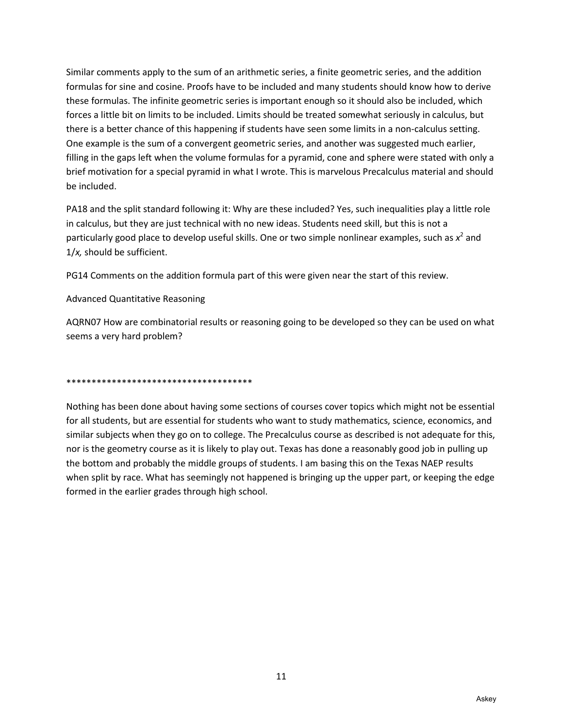Similar comments apply to the sum of an arithmetic series, a finite geometric series, and the addition formulas for sine and cosine. Proofs have to be included and many students should know how to derive these formulas. The infinite geometric series is important enough so it should also be included, which forces a little bit on limits to be included. Limits should be treated somewhat seriously in calculus, but there is a better chance of this happening if students have seen some limits in a non-calculus setting. One example is the sum of a convergent geometric series, and another was suggested much earlier, filling in the gaps left when the volume formulas for a pyramid, cone and sphere were stated with only a brief motivation for a special pyramid in what I wrote. This is marvelous Precalculus material and should be included.

PA18 and the split standard following it: Why are these included? Yes, such inequalities play a little role in calculus, but they are just technical with no new ideas. Students need skill, but this is not a particularly good place to develop useful skills. One or two simple nonlinear examples, such as $x^2$ and $1/x$, should be sufficient.

PG14 Comments on the addition formula part of this were given near the start of this review.

Advanced Quantitative Reasoning

AQRN07 How are combinatorial results or reasoning going to be developed so they can be used on what seems a very hard problem?

*************************************

Nothing has been done about having some sections of courses cover topics which might not be essential for all students, but are essential for students who want to study mathematics, science, economics, and similar subjects when they go on to college. The Precalculus course as described is not adequate for this, nor is the geometry course as it is likely to play out. Texas has done a reasonably good job in pulling up the bottom and probably the middle groups of students. I am basing this on the Texas NAEP results when split by race. What has seemingly not happened is bringing up the upper part, or keeping the edge formed in the earlier grades through high school.